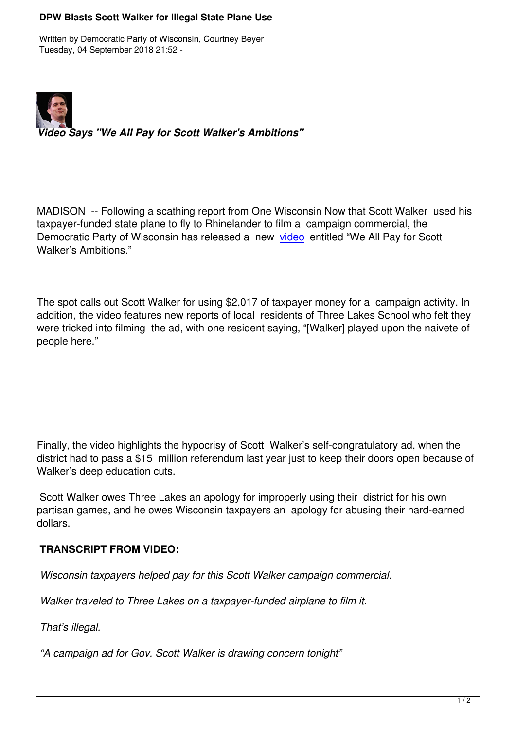# DPW Blasts Scott Walker for Illegal State Plane Use

Written by Democratic Party of Wisconsin, Courtney Beyer
Tuesday, 04 September 2018 21:52 -

***Video Says "We All Pay for Scott Walker's Ambitions"***

MADISON -- Following a scathing report from One Wisconsin Now that Scott Walker used his taxpayer-funded state plane to fly to Rhinelander to film a campaign commercial, the Democratic Party of Wisconsin has released a new video entitled "We All Pay for Scott Walker's Ambitions."

The spot calls out Scott Walker for using $2,017 of taxpayer money for a campaign activity. In addition, the video features new reports of local residents of Three Lakes School who felt they were tricked into filming the ad, with one resident saying, "[Walker] played upon the naivete of people here."

Finally, the video highlights the hypocrisy of Scott Walker's self-congratulatory ad, when the district had to pass a $15 million referendum last year just to keep their doors open because of Walker's deep education cuts.

Scott Walker owes Three Lakes an apology for improperly using their district for his own partisan games, and he owes Wisconsin taxpayers an apology for abusing their hard-earned dollars.

**TRANSCRIPT FROM VIDEO:**

*Wisconsin taxpayers helped pay for this Scott Walker campaign commercial.*

*Walker traveled to Three Lakes on a taxpayer-funded airplane to film it.*

*That's illegal.*

*"A campaign ad for Gov. Scott Walker is drawing concern tonight"*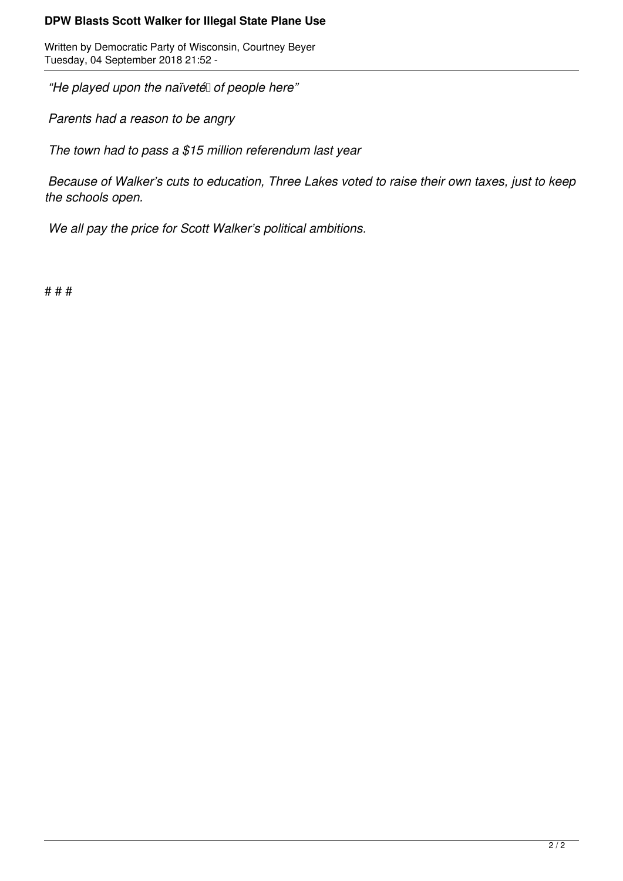*"He played upon the naïveté of people here"*

*Parents had a reason to be angry*

*The town had to pass a $15 million referendum last year*

*Because of Walker's cuts to education, Three Lakes voted to raise their own taxes, just to keep the schools open.*

*We all pay the price for Scott Walker's political ambitions.*

# # #